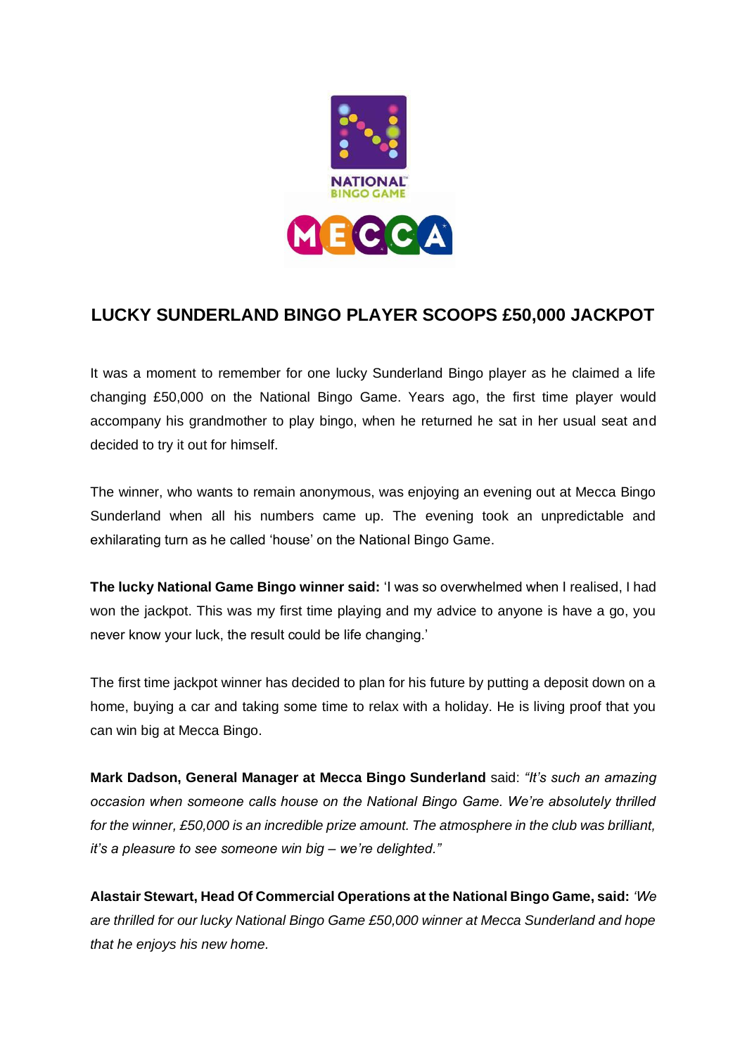# LUCKY SUNDERLAND BINGO PLAYER SCOOPS £50,000 JACKPOT

It was a moment to remember for one lucky Sunderland Bingo player as he claimed a life changing £50,000 on the National Bingo Game. Years ago, the first time player would accompany his grandmother to play bingo, when he returned he sat in her usual seat and decided to try it out for himself.

The winner, who wants to remain anonymous, was enjoying an evening out at Mecca Bingo Sunderland when all his numbers came up. The evening took an unpredictable and exhilarating turn as he called 'house' on the National Bingo Game.

**The lucky National Game Bingo winner said:** 'I was so overwhelmed when I realised, I had won the jackpot. This was my first time playing and my advice to anyone is have a go, you never know your luck, the result could be life changing.'

The first time jackpot winner has decided to plan for his future by putting a deposit down on a home, buying a car and taking some time to relax with a holiday. He is living proof that you can win big at Mecca Bingo.

**Mark Dadson, General Manager at Mecca Bingo Sunderland** said: *"It's such an amazing occasion when someone calls house on the National Bingo Game. We're absolutely thrilled for the winner, £50,000 is an incredible prize amount. The atmosphere in the club was brilliant, it's a pleasure to see someone win big – we're delighted."*

**Alastair Stewart, Head Of Commercial Operations at the National Bingo Game, said:** *'We are thrilled for our lucky National Bingo Game £50,000 winner at Mecca Sunderland and hope that he enjoys his new home.*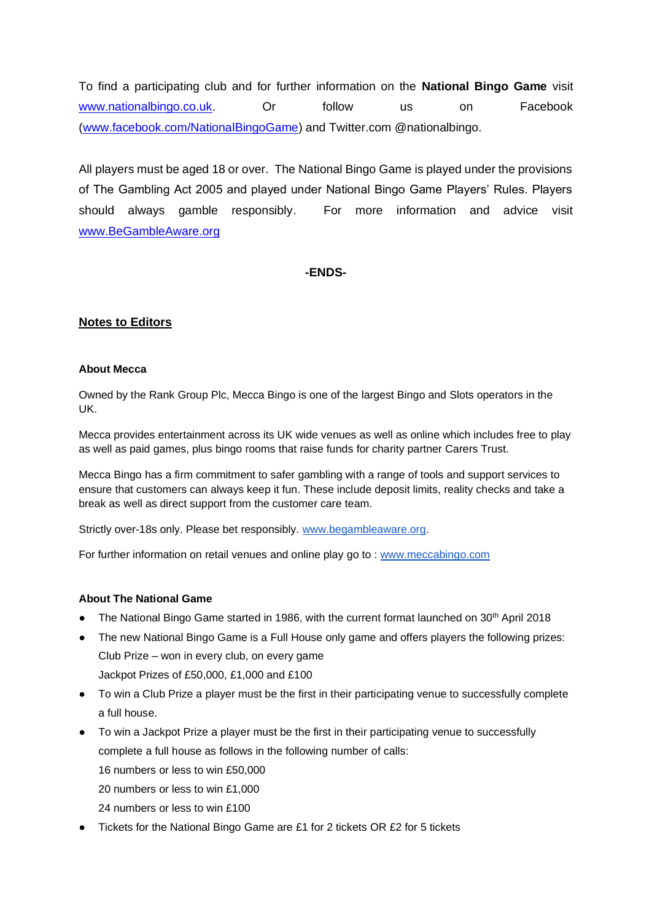To find a participating club and for further information on the **National Bingo Game** visit www.nationalbingo.co.uk. Or follow us on Facebook (www.facebook.com/NationalBingoGame) and Twitter.com @nationalbingo.

All players must be aged 18 or over. The National Bingo Game is played under the provisions of The Gambling Act 2005 and played under National Bingo Game Players' Rules. Players should always gamble responsibly. For more information and advice visit www.BeGambleAware.org

**-ENDS-**

## Notes to Editors

### About Mecca

Owned by the Rank Group Plc, Mecca Bingo is one of the largest Bingo and Slots operators in the UK.

Mecca provides entertainment across its UK wide venues as well as online which includes free to play as well as paid games, plus bingo rooms that raise funds for charity partner Carers Trust.

Mecca Bingo has a firm commitment to safer gambling with a range of tools and support services to ensure that customers can always keep it fun. These include deposit limits, reality checks and take a break as well as direct support from the customer care team.

Strictly over-18s only. Please bet responsibly. www.begambleaware.org.

For further information on retail venues and online play go to : www.meccabingo.com

### About The National Game

- The National Bingo Game started in 1986, with the current format launched on 30th April 2018
- The new National Bingo Game is a Full House only game and offers players the following prizes:
  Club Prize – won in every club, on every game
  Jackpot Prizes of £50,000, £1,000 and £100
- To win a Club Prize a player must be the first in their participating venue to successfully complete a full house.
- To win a Jackpot Prize a player must be the first in their participating venue to successfully complete a full house as follows in the following number of calls:
  16 numbers or less to win £50,000
  20 numbers or less to win £1,000
  24 numbers or less to win £100
- Tickets for the National Bingo Game are £1 for 2 tickets OR £2 for 5 tickets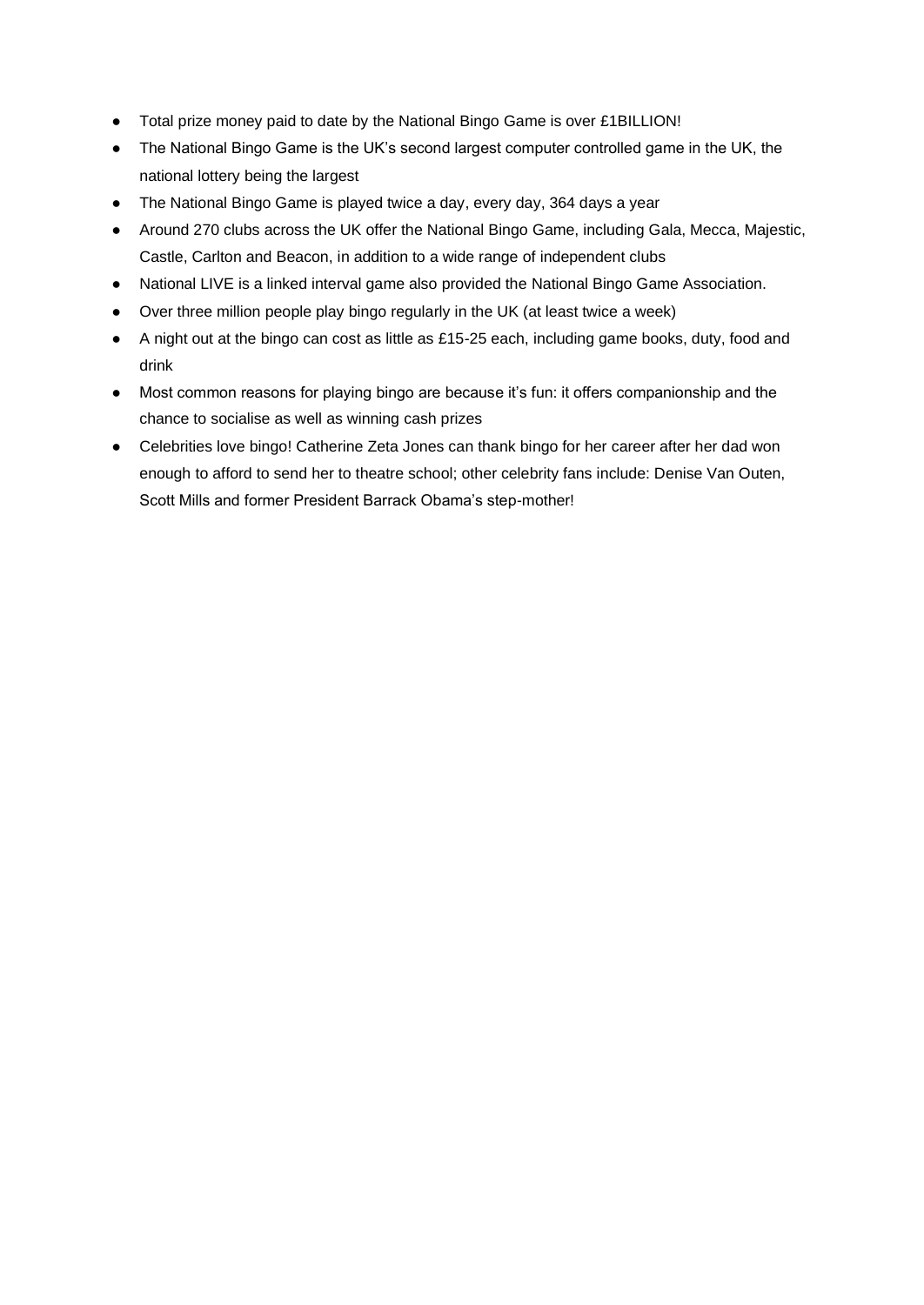- Total prize money paid to date by the National Bingo Game is over £1BILLION!
- The National Bingo Game is the UK's second largest computer controlled game in the UK, the national lottery being the largest
- The National Bingo Game is played twice a day, every day, 364 days a year
- Around 270 clubs across the UK offer the National Bingo Game, including Gala, Mecca, Majestic, Castle, Carlton and Beacon, in addition to a wide range of independent clubs
- National LIVE is a linked interval game also provided the National Bingo Game Association.
- Over three million people play bingo regularly in the UK (at least twice a week)
- A night out at the bingo can cost as little as £15-25 each, including game books, duty, food and drink
- Most common reasons for playing bingo are because it's fun: it offers companionship and the chance to socialise as well as winning cash prizes
- Celebrities love bingo! Catherine Zeta Jones can thank bingo for her career after her dad won enough to afford to send her to theatre school; other celebrity fans include: Denise Van Outen, Scott Mills and former President Barrack Obama's step-mother!